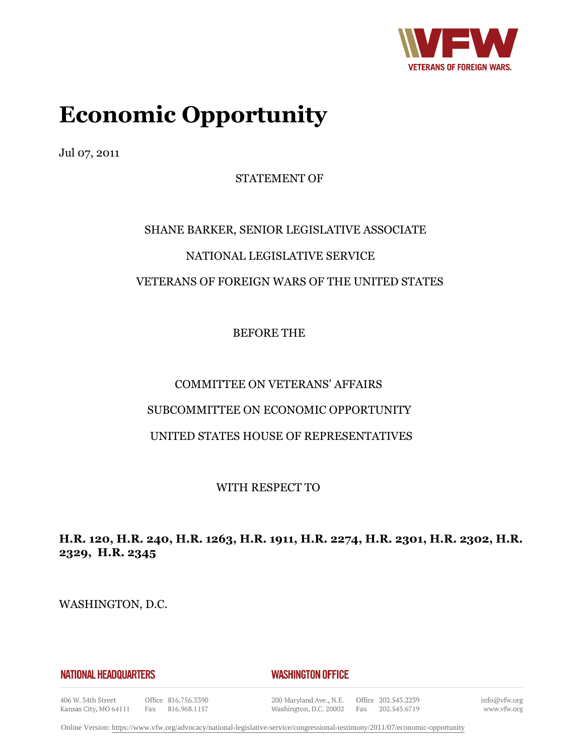# Economic Opportunity

Jul 07, 2011

STATEMENT OF

SHANE BARKER, SENIOR LEGISLATIVE ASSOCIATE

NATIONAL LEGISLATIVE SERVICE

VETERANS OF FOREIGN WARS OF THE UNITED STATES

BEFORE THE

COMMITTEE ON VETERANS' AFFAIRS

SUBCOMMITTEE ON ECONOMIC OPPORTUNITY

UNITED STATES HOUSE OF REPRESENTATIVES

WITH RESPECT TO

**H.R. 120, H.R. 240, H.R. 1263, H.R. 1911, H.R. 2274, H.R. 2301, H.R. 2302, H.R. 2329, H.R. 2345**

WASHINGTON, D.C.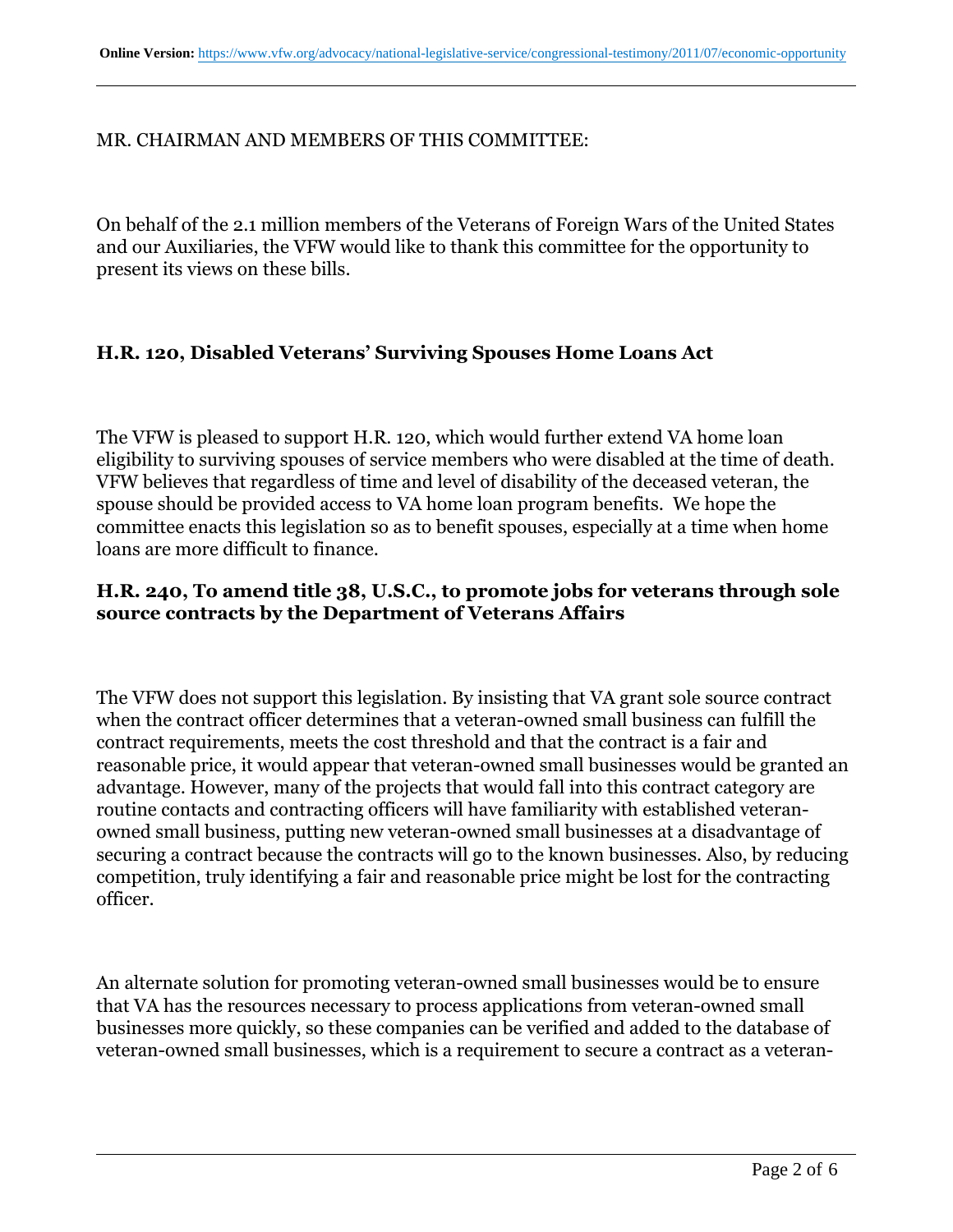MR. CHAIRMAN AND MEMBERS OF THIS COMMITTEE:

On behalf of the 2.1 million members of the Veterans of Foreign Wars of the United States and our Auxiliaries, the VFW would like to thank this committee for the opportunity to present its views on these bills.

### H.R. 120, Disabled Veterans' Surviving Spouses Home Loans Act

The VFW is pleased to support H.R. 120, which would further extend VA home loan eligibility to surviving spouses of service members who were disabled at the time of death. VFW believes that regardless of time and level of disability of the deceased veteran, the spouse should be provided access to VA home loan program benefits. We hope the committee enacts this legislation so as to benefit spouses, especially at a time when home loans are more difficult to finance.

### H.R. 240, To amend title 38, U.S.C., to promote jobs for veterans through sole source contracts by the Department of Veterans Affairs

The VFW does not support this legislation. By insisting that VA grant sole source contract when the contract officer determines that a veteran-owned small business can fulfill the contract requirements, meets the cost threshold and that the contract is a fair and reasonable price, it would appear that veteran-owned small businesses would be granted an advantage. However, many of the projects that would fall into this contract category are routine contacts and contracting officers will have familiarity with established veteran-owned small business, putting new veteran-owned small businesses at a disadvantage of securing a contract because the contracts will go to the known businesses. Also, by reducing competition, truly identifying a fair and reasonable price might be lost for the contracting officer.

An alternate solution for promoting veteran-owned small businesses would be to ensure that VA has the resources necessary to process applications from veteran-owned small businesses more quickly, so these companies can be verified and added to the database of veteran-owned small businesses, which is a requirement to secure a contract as a veteran-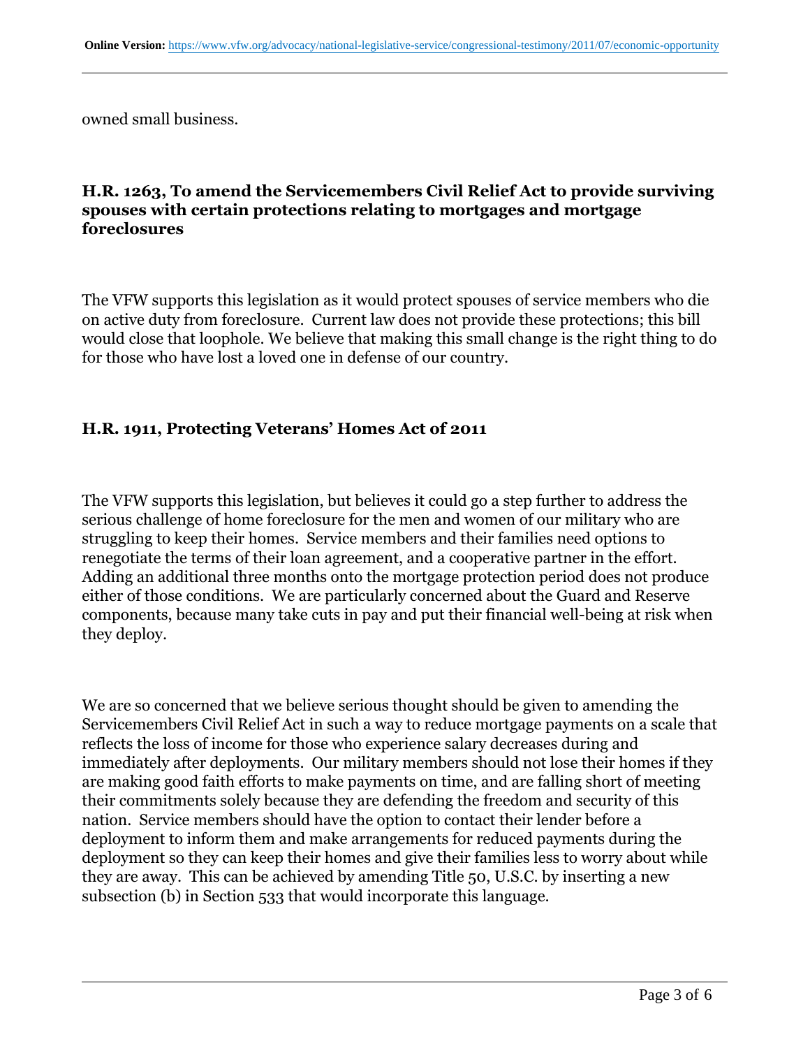owned small business.

### H.R. 1263, To amend the Servicemembers Civil Relief Act to provide surviving spouses with certain protections relating to mortgages and mortgage foreclosures

The VFW supports this legislation as it would protect spouses of service members who die on active duty from foreclosure. Current law does not provide these protections; this bill would close that loophole. We believe that making this small change is the right thing to do for those who have lost a loved one in defense of our country.

### H.R. 1911, Protecting Veterans' Homes Act of 2011

The VFW supports this legislation, but believes it could go a step further to address the serious challenge of home foreclosure for the men and women of our military who are struggling to keep their homes. Service members and their families need options to renegotiate the terms of their loan agreement, and a cooperative partner in the effort. Adding an additional three months onto the mortgage protection period does not produce either of those conditions. We are particularly concerned about the Guard and Reserve components, because many take cuts in pay and put their financial well-being at risk when they deploy.

We are so concerned that we believe serious thought should be given to amending the Servicemembers Civil Relief Act in such a way to reduce mortgage payments on a scale that reflects the loss of income for those who experience salary decreases during and immediately after deployments. Our military members should not lose their homes if they are making good faith efforts to make payments on time, and are falling short of meeting their commitments solely because they are defending the freedom and security of this nation. Service members should have the option to contact their lender before a deployment to inform them and make arrangements for reduced payments during the deployment so they can keep their homes and give their families less to worry about while they are away. This can be achieved by amending Title 50, U.S.C. by inserting a new subsection (b) in Section 533 that would incorporate this language.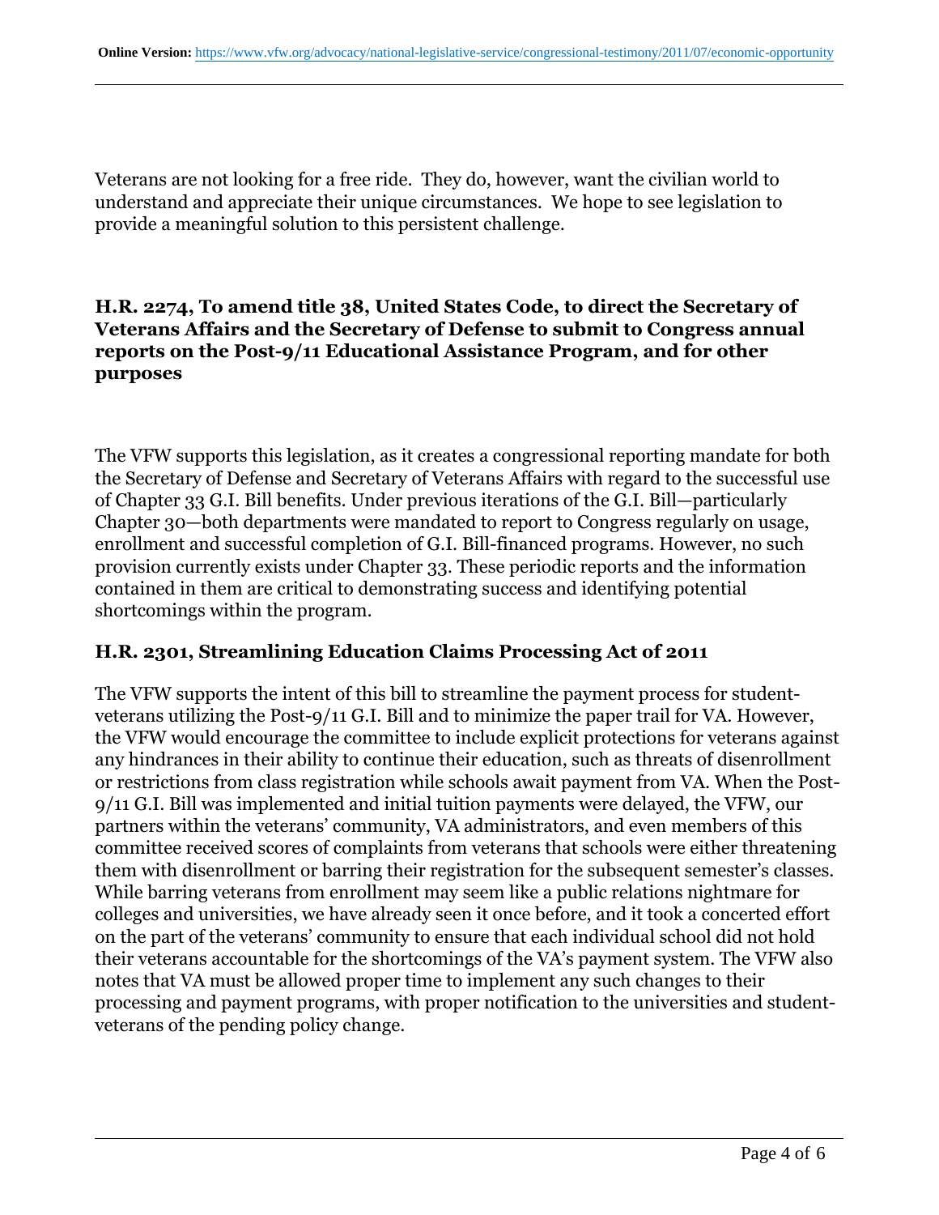Veterans are not looking for a free ride. They do, however, want the civilian world to understand and appreciate their unique circumstances. We hope to see legislation to provide a meaningful solution to this persistent challenge.

### H.R. 2274, To amend title 38, United States Code, to direct the Secretary of Veterans Affairs and the Secretary of Defense to submit to Congress annual reports on the Post-9/11 Educational Assistance Program, and for other purposes

The VFW supports this legislation, as it creates a congressional reporting mandate for both the Secretary of Defense and Secretary of Veterans Affairs with regard to the successful use of Chapter 33 G.I. Bill benefits. Under previous iterations of the G.I. Bill—particularly Chapter 30—both departments were mandated to report to Congress regularly on usage, enrollment and successful completion of G.I. Bill-financed programs. However, no such provision currently exists under Chapter 33. These periodic reports and the information contained in them are critical to demonstrating success and identifying potential shortcomings within the program.

### H.R. 2301, Streamlining Education Claims Processing Act of 2011

The VFW supports the intent of this bill to streamline the payment process for student-veterans utilizing the Post-9/11 G.I. Bill and to minimize the paper trail for VA. However, the VFW would encourage the committee to include explicit protections for veterans against any hindrances in their ability to continue their education, such as threats of disenrollment or restrictions from class registration while schools await payment from VA. When the Post-9/11 G.I. Bill was implemented and initial tuition payments were delayed, the VFW, our partners within the veterans' community, VA administrators, and even members of this committee received scores of complaints from veterans that schools were either threatening them with disenrollment or barring their registration for the subsequent semester's classes. While barring veterans from enrollment may seem like a public relations nightmare for colleges and universities, we have already seen it once before, and it took a concerted effort on the part of the veterans' community to ensure that each individual school did not hold their veterans accountable for the shortcomings of the VA's payment system. The VFW also notes that VA must be allowed proper time to implement any such changes to their processing and payment programs, with proper notification to the universities and student-veterans of the pending policy change.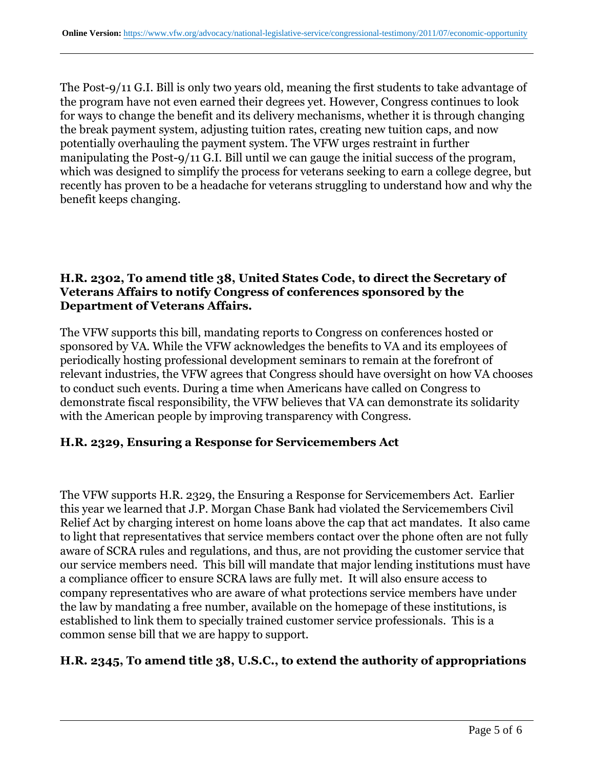The Post-9/11 G.I. Bill is only two years old, meaning the first students to take advantage of the program have not even earned their degrees yet. However, Congress continues to look for ways to change the benefit and its delivery mechanisms, whether it is through changing the break payment system, adjusting tuition rates, creating new tuition caps, and now potentially overhauling the payment system. The VFW urges restraint in further manipulating the Post-9/11 G.I. Bill until we can gauge the initial success of the program, which was designed to simplify the process for veterans seeking to earn a college degree, but recently has proven to be a headache for veterans struggling to understand how and why the benefit keeps changing.

### H.R. 2302, To amend title 38, United States Code, to direct the Secretary of Veterans Affairs to notify Congress of conferences sponsored by the Department of Veterans Affairs.

The VFW supports this bill, mandating reports to Congress on conferences hosted or sponsored by VA. While the VFW acknowledges the benefits to VA and its employees of periodically hosting professional development seminars to remain at the forefront of relevant industries, the VFW agrees that Congress should have oversight on how VA chooses to conduct such events. During a time when Americans have called on Congress to demonstrate fiscal responsibility, the VFW believes that VA can demonstrate its solidarity with the American people by improving transparency with Congress.

### H.R. 2329, Ensuring a Response for Servicemembers Act

The VFW supports H.R. 2329, the Ensuring a Response for Servicemembers Act. Earlier this year we learned that J.P. Morgan Chase Bank had violated the Servicemembers Civil Relief Act by charging interest on home loans above the cap that act mandates. It also came to light that representatives that service members contact over the phone often are not fully aware of SCRA rules and regulations, and thus, are not providing the customer service that our service members need. This bill will mandate that major lending institutions must have a compliance officer to ensure SCRA laws are fully met. It will also ensure access to company representatives who are aware of what protections service members have under the law by mandating a free number, available on the homepage of these institutions, is established to link them to specially trained customer service professionals. This is a common sense bill that we are happy to support.

### H.R. 2345, To amend title 38, U.S.C., to extend the authority of appropriations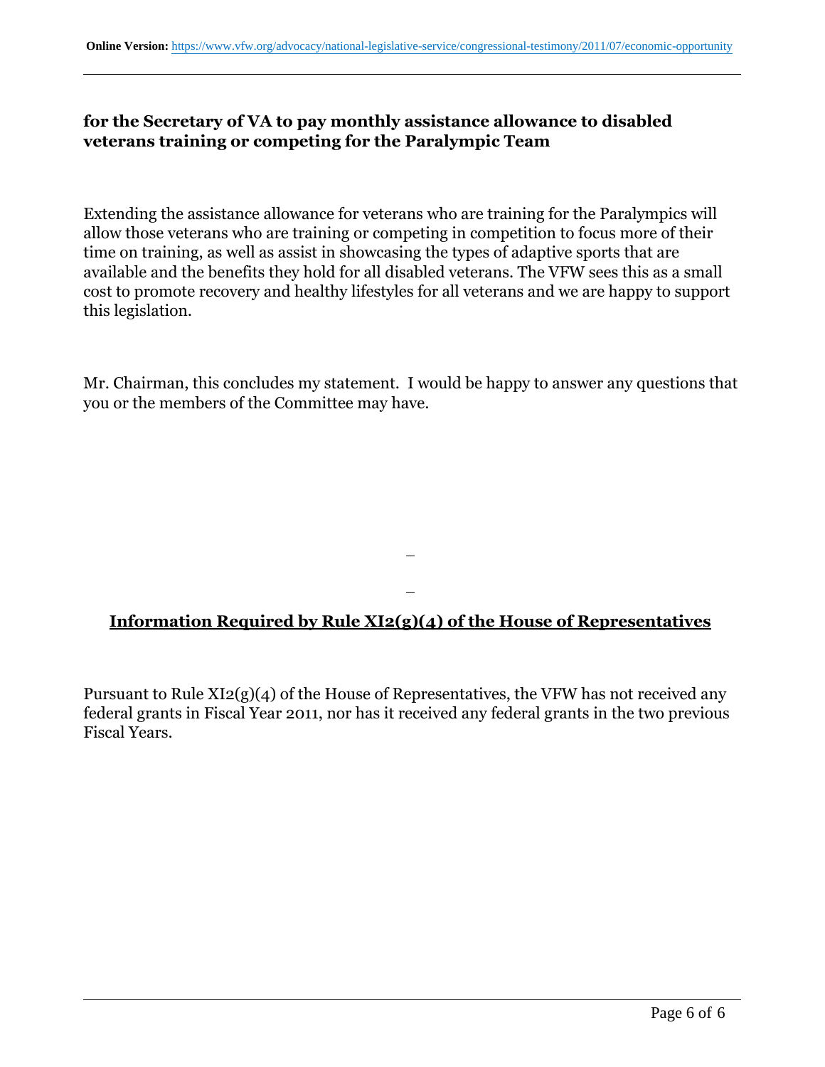**for the Secretary of VA to pay monthly assistance allowance to disabled veterans training or competing for the Paralympic Team**

Extending the assistance allowance for veterans who are training for the Paralympics will allow those veterans who are training or competing in competition to focus more of their time on training, as well as assist in showcasing the types of adaptive sports that are available and the benefits they hold for all disabled veterans. The VFW sees this as a small cost to promote recovery and healthy lifestyles for all veterans and we are happy to support this legislation.

Mr. Chairman, this concludes my statement. I would be happy to answer any questions that you or the members of the Committee may have.

## Information Required by Rule XI2(g)(4) of the House of Representatives

Pursuant to Rule XI2(g)(4) of the House of Representatives, the VFW has not received any federal grants in Fiscal Year 2011, nor has it received any federal grants in the two previous Fiscal Years.